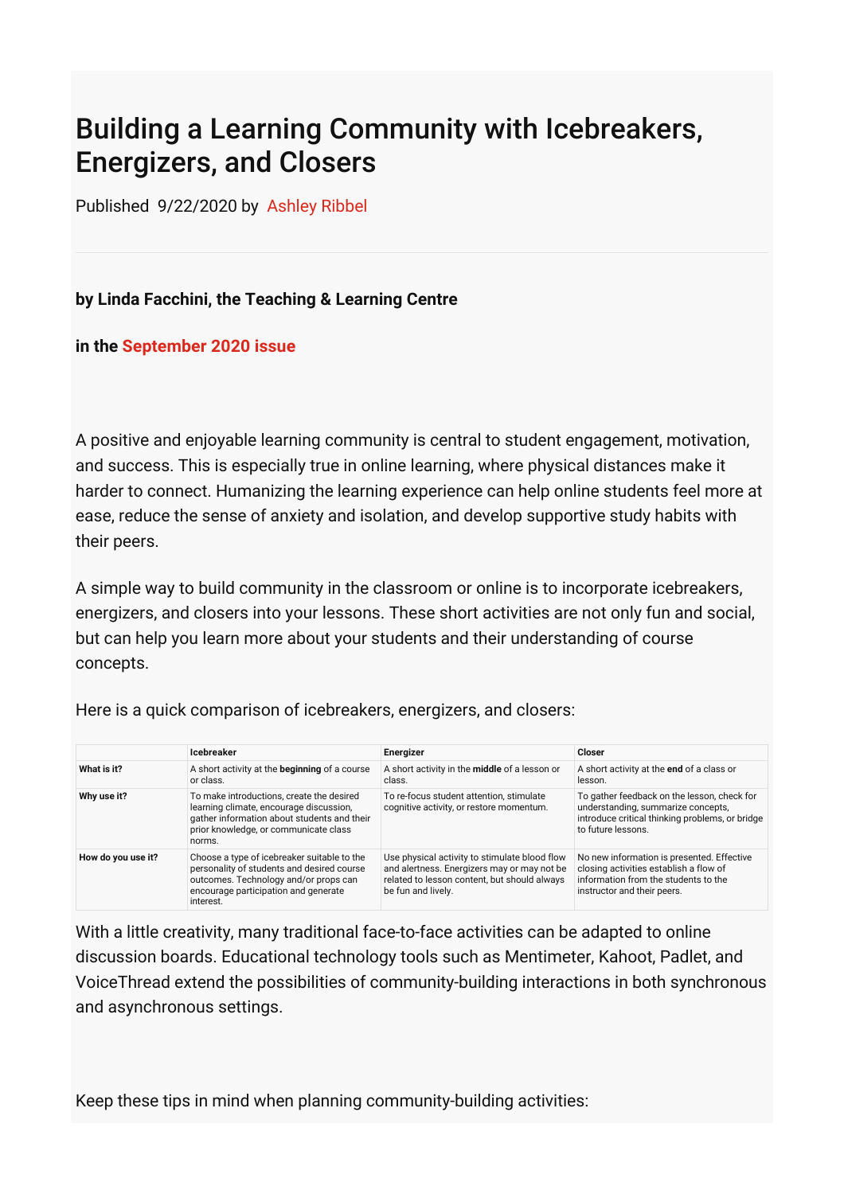# Building a Learning Community with Icebreakers, Energizers, and Closers

Published 9/22/2020 by Ashley Ribbel

**by Linda Facchini, the Teaching & Learning Centre**

**in the September 2020 issue**

A positive and enjoyable learning community is central to student engagement, motivation, and success. This is especially true in online learning, where physical distances make it harder to connect. Humanizing the learning experience can help online students feel more at ease, reduce the sense of anxiety and isolation, and develop supportive study habits with their peers.

A simple way to build community in the classroom or online is to incorporate icebreakers, energizers, and closers into your lessons. These short activities are not only fun and social, but can help you learn more about your students and their understanding of course concepts.

Here is a quick comparison of icebreakers, energizers, and closers:

| | **Icebreaker** | **Energizer** | **Closer** |
|---|---|---|---|
| **What is it?** | A short activity at the **beginning** of a course or class. | A short activity in the **middle** of a lesson or class. | A short activity at the **end** of a class or lesson. |
| **Why use it?** | To make introductions, create the desired learning climate, encourage discussion, gather information about students and their prior knowledge, or communicate class norms. | To re-focus student attention, stimulate cognitive activity, or restore momentum. | To gather feedback on the lesson, check for understanding, summarize concepts, introduce critical thinking problems, or bridge to future lessons. |
| **How do you use it?** | Choose a type of icebreaker suitable to the personality of students and desired course outcomes. Technology and/or props can encourage participation and generate interest. | Use physical activity to stimulate blood flow and alertness. Energizers may or may not be related to lesson content, but should always be fun and lively. | No new information is presented. Effective closing activities establish a flow of information from the students to the instructor and their peers. |

With a little creativity, many traditional face-to-face activities can be adapted to online discussion boards. Educational technology tools such as Mentimeter, Kahoot, Padlet, and VoiceThread extend the possibilities of community-building interactions in both synchronous and asynchronous settings.

Keep these tips in mind when planning community-building activities: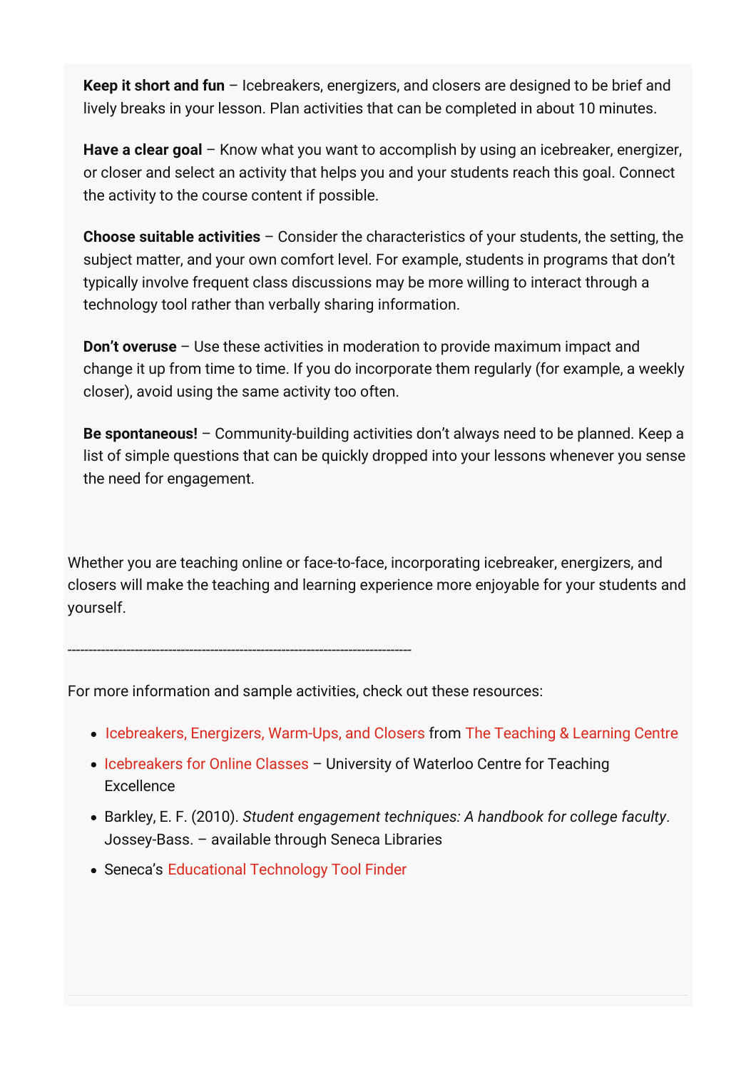**Keep it short and fun** – Icebreakers, energizers, and closers are designed to be brief and lively breaks in your lesson. Plan activities that can be completed in about 10 minutes.

**Have a clear goal** – Know what you want to accomplish by using an icebreaker, energizer, or closer and select an activity that helps you and your students reach this goal. Connect the activity to the course content if possible.

**Choose suitable activities** – Consider the characteristics of your students, the setting, the subject matter, and your own comfort level. For example, students in programs that don't typically involve frequent class discussions may be more willing to interact through a technology tool rather than verbally sharing information.

**Don't overuse** – Use these activities in moderation to provide maximum impact and change it up from time to time. If you do incorporate them regularly (for example, a weekly closer), avoid using the same activity too often.

**Be spontaneous!** – Community-building activities don't always need to be planned. Keep a list of simple questions that can be quickly dropped into your lessons whenever you sense the need for engagement.

Whether you are teaching online or face-to-face, incorporating icebreaker, energizers, and closers will make the teaching and learning experience more enjoyable for your students and yourself.

---

For more information and sample activities, check out these resources:

- Icebreakers, Energizers, Warm-Ups, and Closers from The Teaching & Learning Centre
- Icebreakers for Online Classes – University of Waterloo Centre for Teaching Excellence
- Barkley, E. F. (2010). *Student engagement techniques: A handbook for college faculty*. Jossey-Bass. – available through Seneca Libraries
- Seneca's Educational Technology Tool Finder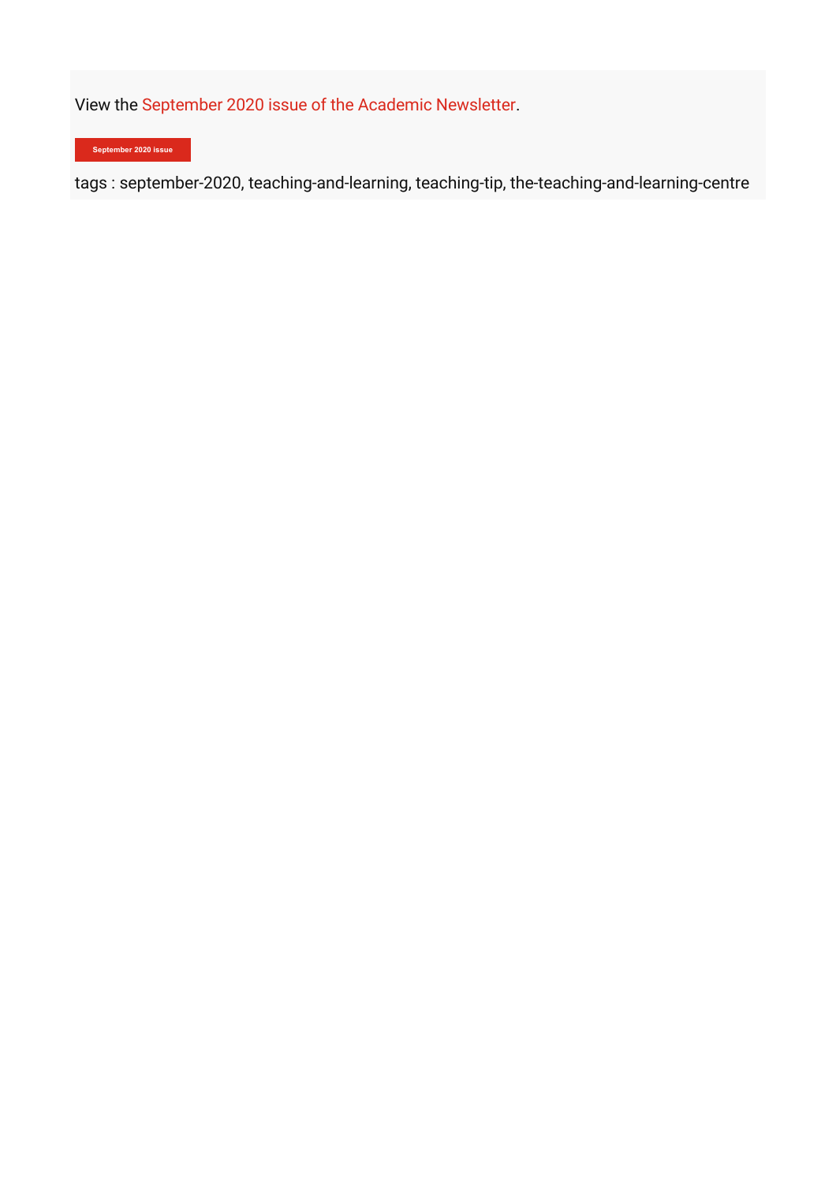View the September 2020 issue of the Academic Newsletter.

September 2020 issue

tags : september-2020, teaching-and-learning, teaching-tip, the-teaching-and-learning-centre